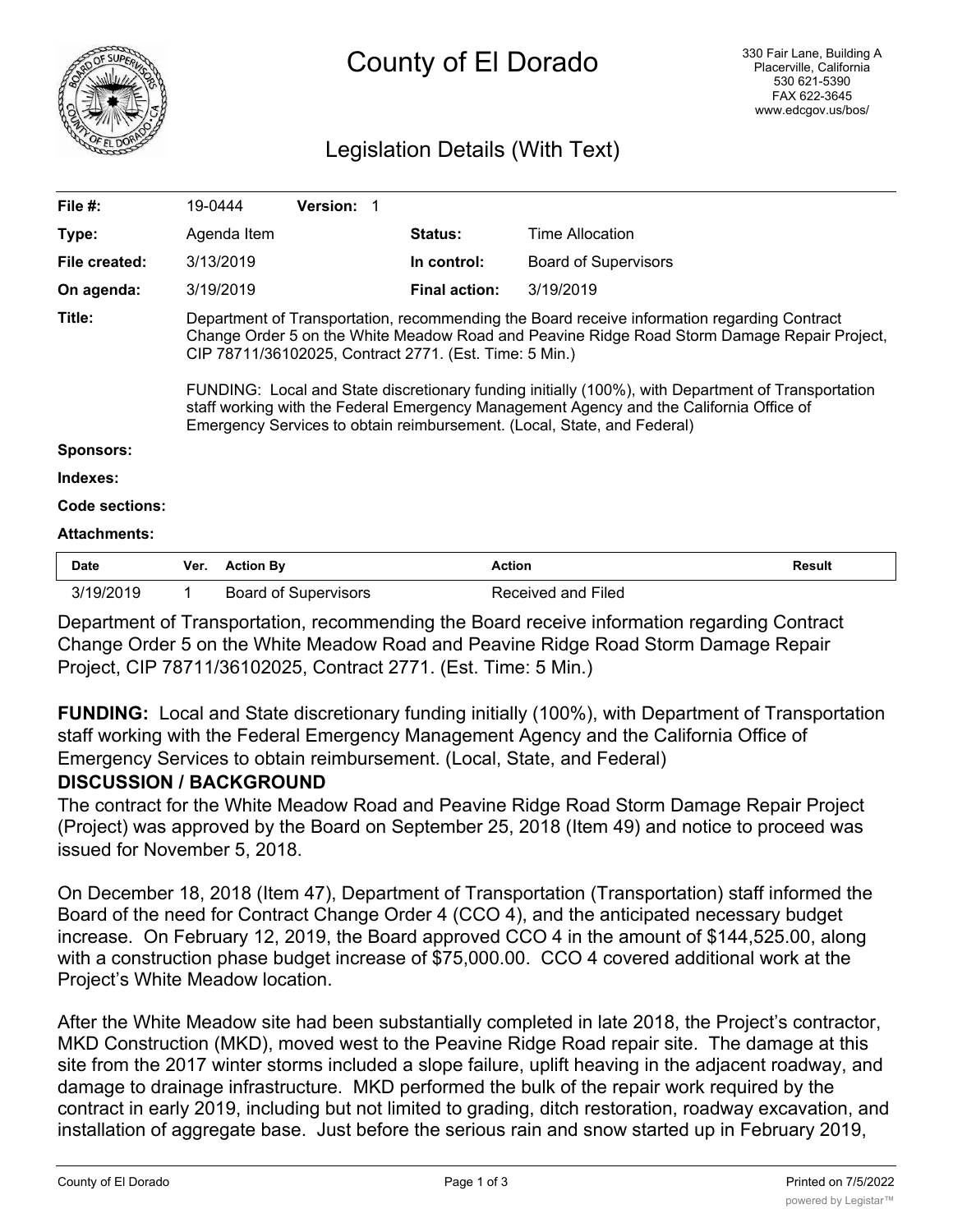# County of El Dorado

330 Fair Lane, Building A
Placerville, California
530 621-5390
FAX 622-3645
www.edcgov.us/bos/

## Legislation Details (With Text)

| | | | | |
|---|---|---|---|---|
| **File #:** | 19-0444 | **Version:** 1 | | |
| **Type:** | Agenda Item | | **Status:** | Time Allocation |
| **File created:** | 3/13/2019 | | **In control:** | Board of Supervisors |
| **On agenda:** | 3/19/2019 | | **Final action:** | 3/19/2019 |

**Title:** Department of Transportation, recommending the Board receive information regarding Contract Change Order 5 on the White Meadow Road and Peavine Ridge Road Storm Damage Repair Project, CIP 78711/36102025, Contract 2771. (Est. Time: 5 Min.)

FUNDING: Local and State discretionary funding initially (100%), with Department of Transportation staff working with the Federal Emergency Management Agency and the California Office of Emergency Services to obtain reimbursement. (Local, State, and Federal)

**Sponsors:**

**Indexes:**

**Code sections:**

**Attachments:**

| Date | Ver. | Action By | Action | Result |
|---|---|---|---|---|
| 3/19/2019 | 1 | Board of Supervisors | Received and Filed | |

Department of Transportation, recommending the Board receive information regarding Contract Change Order 5 on the White Meadow Road and Peavine Ridge Road Storm Damage Repair Project, CIP 78711/36102025, Contract 2771. (Est. Time: 5 Min.)

**FUNDING:** Local and State discretionary funding initially (100%), with Department of Transportation staff working with the Federal Emergency Management Agency and the California Office of Emergency Services to obtain reimbursement. (Local, State, and Federal)

**DISCUSSION / BACKGROUND**

The contract for the White Meadow Road and Peavine Ridge Road Storm Damage Repair Project (Project) was approved by the Board on September 25, 2018 (Item 49) and notice to proceed was issued for November 5, 2018.

On December 18, 2018 (Item 47), Department of Transportation (Transportation) staff informed the Board of the need for Contract Change Order 4 (CCO 4), and the anticipated necessary budget increase. On February 12, 2019, the Board approved CCO 4 in the amount of $144,525.00, along with a construction phase budget increase of $75,000.00. CCO 4 covered additional work at the Project's White Meadow location.

After the White Meadow site had been substantially completed in late 2018, the Project's contractor, MKD Construction (MKD), moved west to the Peavine Ridge Road repair site. The damage at this site from the 2017 winter storms included a slope failure, uplift heaving in the adjacent roadway, and damage to drainage infrastructure. MKD performed the bulk of the repair work required by the contract in early 2019, including but not limited to grading, ditch restoration, roadway excavation, and installation of aggregate base. Just before the serious rain and snow started up in February 2019,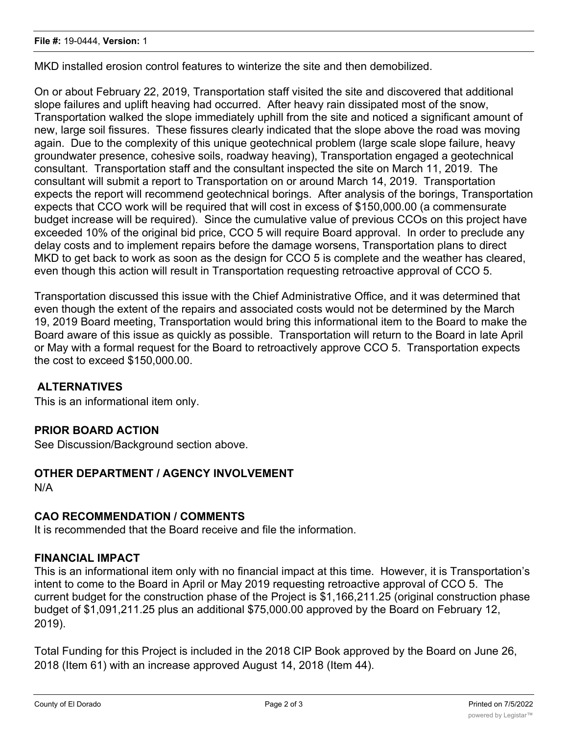MKD installed erosion control features to winterize the site and then demobilized.

On or about February 22, 2019, Transportation staff visited the site and discovered that additional slope failures and uplift heaving had occurred. After heavy rain dissipated most of the snow, Transportation walked the slope immediately uphill from the site and noticed a significant amount of new, large soil fissures. These fissures clearly indicated that the slope above the road was moving again. Due to the complexity of this unique geotechnical problem (large scale slope failure, heavy groundwater presence, cohesive soils, roadway heaving), Transportation engaged a geotechnical consultant. Transportation staff and the consultant inspected the site on March 11, 2019. The consultant will submit a report to Transportation on or around March 14, 2019. Transportation expects the report will recommend geotechnical borings. After analysis of the borings, Transportation expects that CCO work will be required that will cost in excess of $150,000.00 (a commensurate budget increase will be required). Since the cumulative value of previous CCOs on this project have exceeded 10% of the original bid price, CCO 5 will require Board approval. In order to preclude any delay costs and to implement repairs before the damage worsens, Transportation plans to direct MKD to get back to work as soon as the design for CCO 5 is complete and the weather has cleared, even though this action will result in Transportation requesting retroactive approval of CCO 5.

Transportation discussed this issue with the Chief Administrative Office, and it was determined that even though the extent of the repairs and associated costs would not be determined by the March 19, 2019 Board meeting, Transportation would bring this informational item to the Board to make the Board aware of this issue as quickly as possible. Transportation will return to the Board in late April or May with a formal request for the Board to retroactively approve CCO 5. Transportation expects the cost to exceed $150,000.00.

## ALTERNATIVES

This is an informational item only.

## PRIOR BOARD ACTION

See Discussion/Background section above.

## OTHER DEPARTMENT / AGENCY INVOLVEMENT

N/A

## CAO RECOMMENDATION / COMMENTS

It is recommended that the Board receive and file the information.

## FINANCIAL IMPACT

This is an informational item only with no financial impact at this time. However, it is Transportation's intent to come to the Board in April or May 2019 requesting retroactive approval of CCO 5. The current budget for the construction phase of the Project is $1,166,211.25 (original construction phase budget of $1,091,211.25 plus an additional $75,000.00 approved by the Board on February 12, 2019).

Total Funding for this Project is included in the 2018 CIP Book approved by the Board on June 26, 2018 (Item 61) with an increase approved August 14, 2018 (Item 44).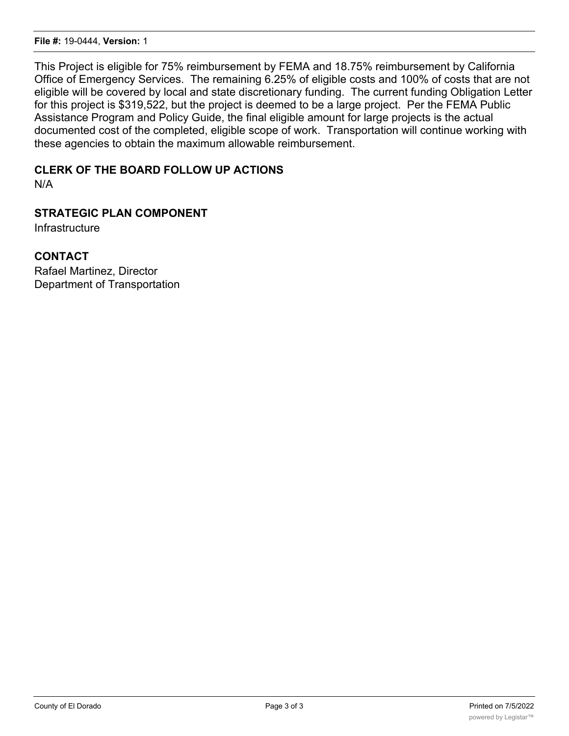This Project is eligible for 75% reimbursement by FEMA and 18.75% reimbursement by California Office of Emergency Services. The remaining 6.25% of eligible costs and 100% of costs that are not eligible will be covered by local and state discretionary funding. The current funding Obligation Letter for this project is $319,522, but the project is deemed to be a large project. Per the FEMA Public Assistance Program and Policy Guide, the final eligible amount for large projects is the actual documented cost of the completed, eligible scope of work. Transportation will continue working with these agencies to obtain the maximum allowable reimbursement.

## CLERK OF THE BOARD FOLLOW UP ACTIONS

N/A

## STRATEGIC PLAN COMPONENT

Infrastructure

## CONTACT

Rafael Martinez, Director
Department of Transportation